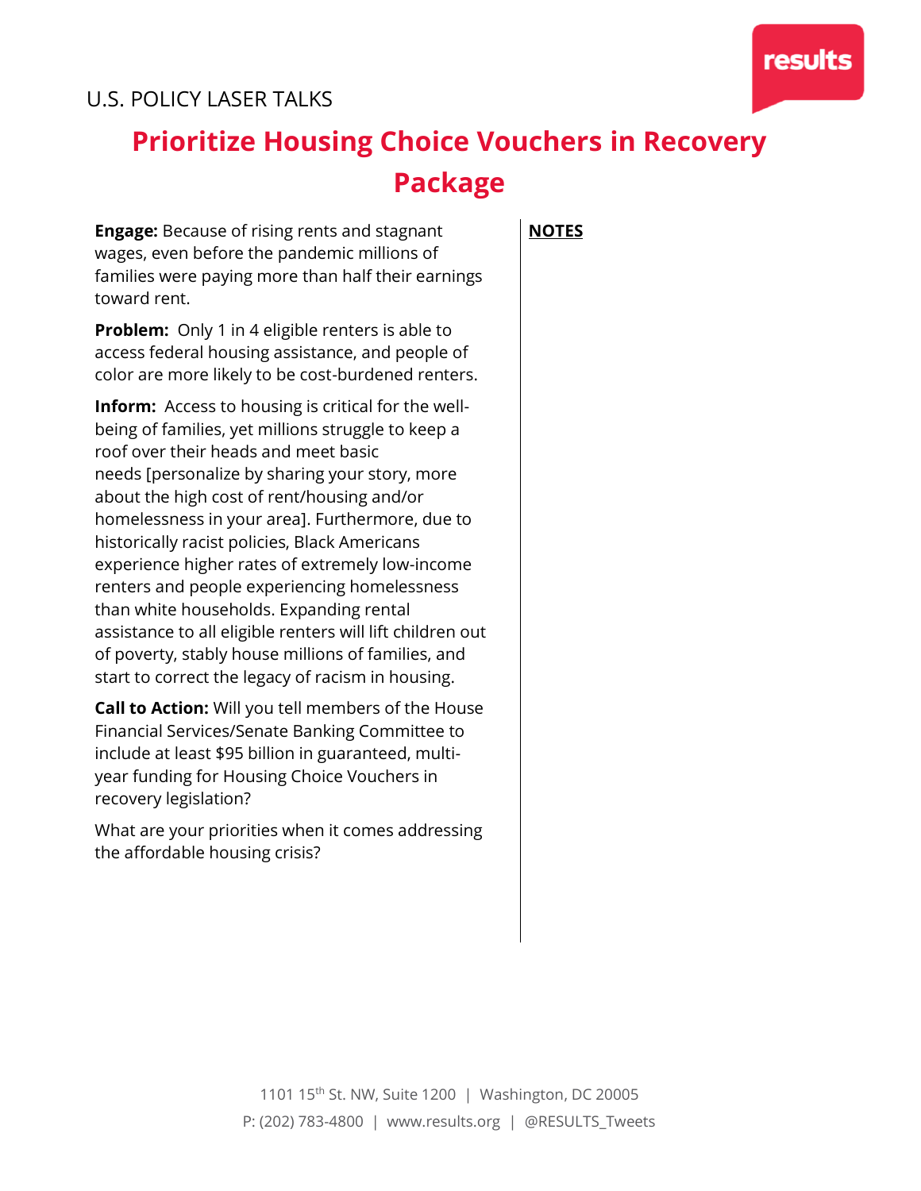U.S. POLICY LASER TALKS

# Prioritize Housing Choice Vouchers in Recovery Package

**Engage:** Because of rising rents and stagnant wages, even before the pandemic millions of families were paying more than half their earnings toward rent.

**Problem:** Only 1 in 4 eligible renters is able to access federal housing assistance, and people of color are more likely to be cost-burdened renters.

**Inform:** Access to housing is critical for the well-being of families, yet millions struggle to keep a roof over their heads and meet basic needs [personalize by sharing your story, more about the high cost of rent/housing and/or homelessness in your area]. Furthermore, due to historically racist policies, Black Americans experience higher rates of extremely low-income renters and people experiencing homelessness than white households. Expanding rental assistance to all eligible renters will lift children out of poverty, stably house millions of families, and start to correct the legacy of racism in housing.

**Call to Action:** Will you tell members of the House Financial Services/Senate Banking Committee to include at least $95 billion in guaranteed, multi-year funding for Housing Choice Vouchers in recovery legislation?

What are your priorities when it comes addressing the affordable housing crisis?

**NOTES**

1101 15th St. NW, Suite 1200 | Washington, DC 20005
P: (202) 783-4800 | www.results.org | @RESULTS_Tweets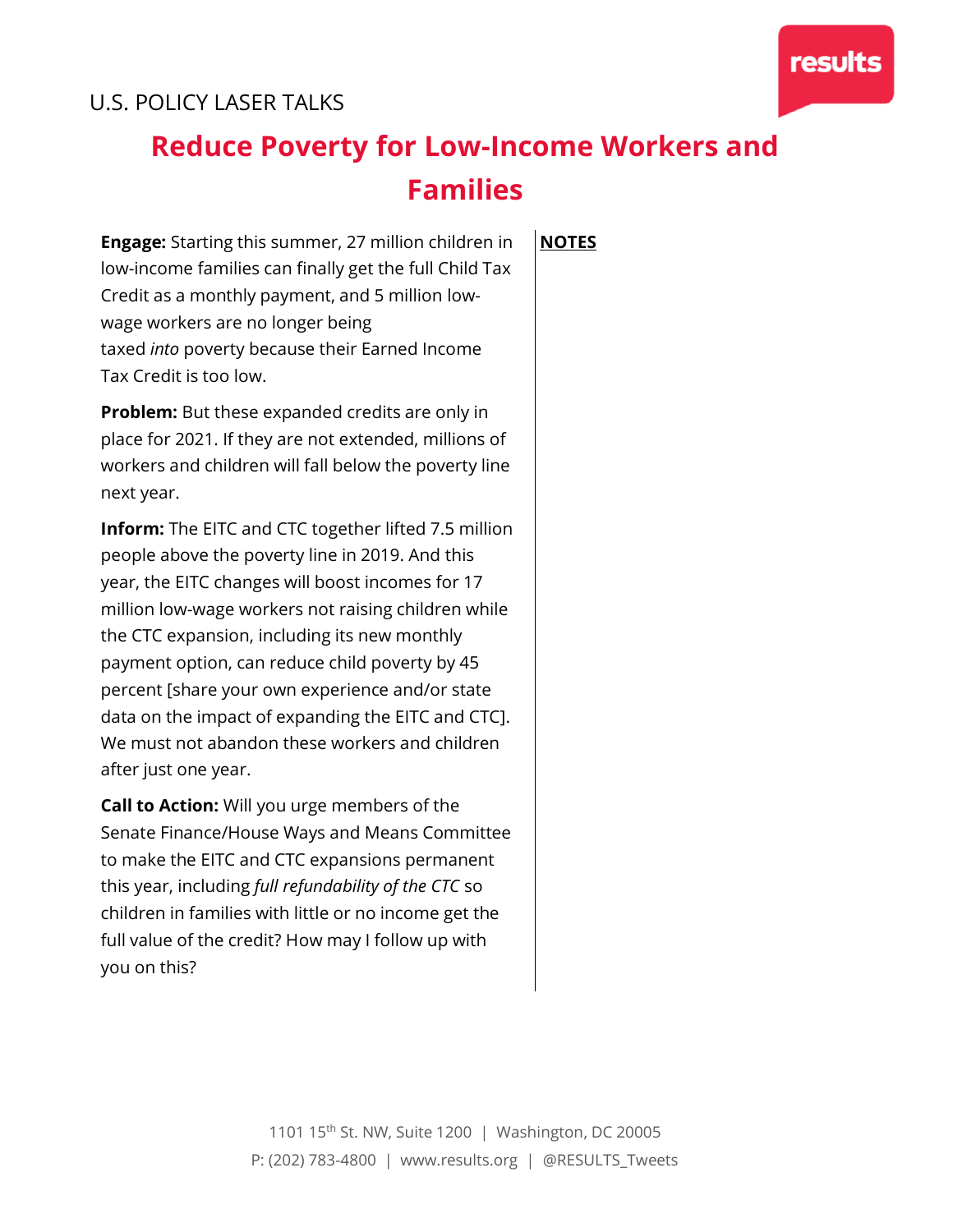U.S. POLICY LASER TALKS

# Reduce Poverty for Low-Income Workers and Families

**Engage:** Starting this summer, 27 million children in low-income families can finally get the full Child Tax Credit as a monthly payment, and 5 million low-wage workers are no longer being taxed *into* poverty because their Earned Income Tax Credit is too low.

**Problem:** But these expanded credits are only in place for 2021. If they are not extended, millions of workers and children will fall below the poverty line next year.

**Inform:** The EITC and CTC together lifted 7.5 million people above the poverty line in 2019. And this year, the EITC changes will boost incomes for 17 million low-wage workers not raising children while the CTC expansion, including its new monthly payment option, can reduce child poverty by 45 percent [share your own experience and/or state data on the impact of expanding the EITC and CTC]. We must not abandon these workers and children after just one year.

**Call to Action:** Will you urge members of the Senate Finance/House Ways and Means Committee to make the EITC and CTC expansions permanent this year, including *full refundability of the CTC* so children in families with little or no income get the full value of the credit? How may I follow up with you on this?

**NOTES**